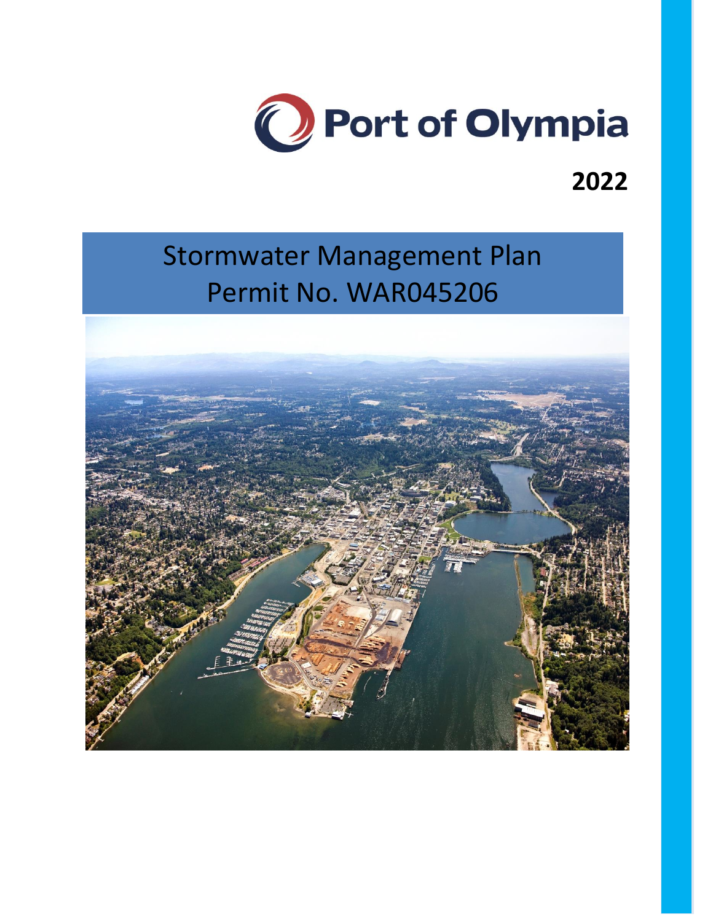Port of Olympia

**2022**

# Stormwater Management Plan
# Permit No. WAR045206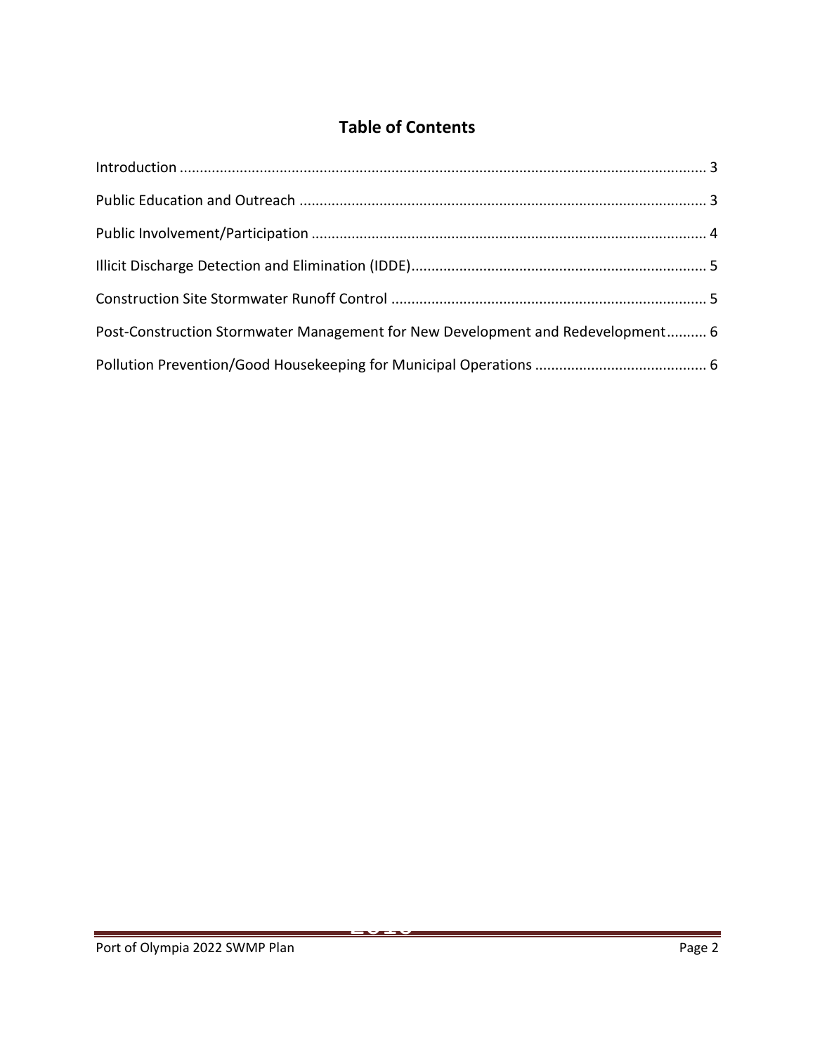# Table of Contents

Introduction ........................................................................................................................ 3

Public Education and Outreach ........................................................................................ 3

Public Involvement/Participation ..................................................................................... 4

Illicit Discharge Detection and Elimination (IDDE)............................................................ 5

Construction Site Stormwater Runoff Control ................................................................. 5

Post-Construction Stormwater Management for New Development and Redevelopment.......... 6

Pollution Prevention/Good Housekeeping for Municipal Operations .............................. 6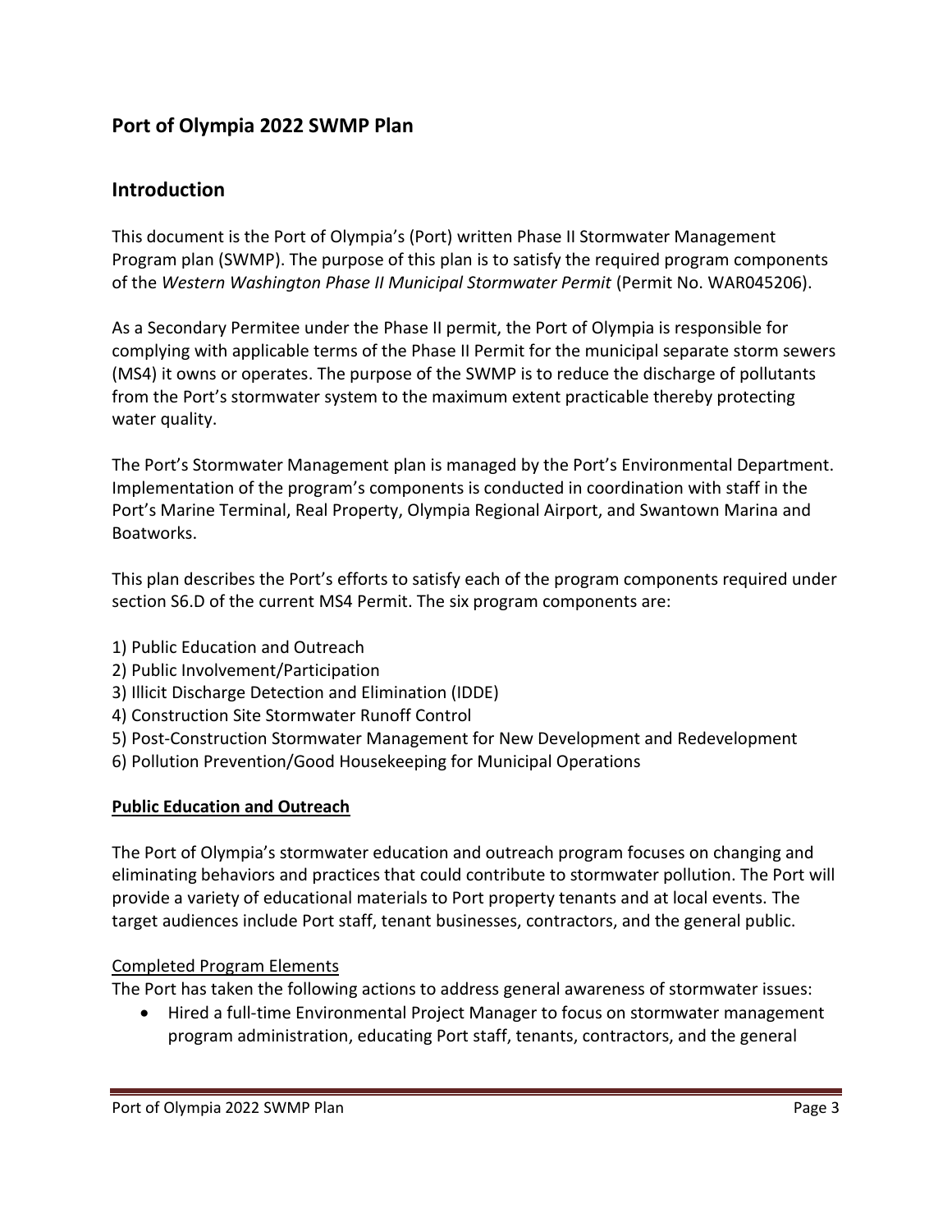## Port of Olympia 2022 SWMP Plan

## Introduction

This document is the Port of Olympia's (Port) written Phase II Stormwater Management Program plan (SWMP). The purpose of this plan is to satisfy the required program components of the *Western Washington Phase II Municipal Stormwater Permit* (Permit No. WAR045206).

As a Secondary Permitee under the Phase II permit, the Port of Olympia is responsible for complying with applicable terms of the Phase II Permit for the municipal separate storm sewers (MS4) it owns or operates. The purpose of the SWMP is to reduce the discharge of pollutants from the Port's stormwater system to the maximum extent practicable thereby protecting water quality.

The Port's Stormwater Management plan is managed by the Port's Environmental Department. Implementation of the program's components is conducted in coordination with staff in the Port's Marine Terminal, Real Property, Olympia Regional Airport, and Swantown Marina and Boatworks.

This plan describes the Port's efforts to satisfy each of the program components required under section S6.D of the current MS4 Permit. The six program components are:

1) Public Education and Outreach
2) Public Involvement/Participation
3) Illicit Discharge Detection and Elimination (IDDE)
4) Construction Site Stormwater Runoff Control
5) Post-Construction Stormwater Management for New Development and Redevelopment
6) Pollution Prevention/Good Housekeeping for Municipal Operations

**<u>Public Education and Outreach</u>**

The Port of Olympia's stormwater education and outreach program focuses on changing and eliminating behaviors and practices that could contribute to stormwater pollution. The Port will provide a variety of educational materials to Port property tenants and at local events. The target audiences include Port staff, tenant businesses, contractors, and the general public.

<u>Completed Program Elements</u>

The Port has taken the following actions to address general awareness of stormwater issues:

- Hired a full-time Environmental Project Manager to focus on stormwater management program administration, educating Port staff, tenants, contractors, and the general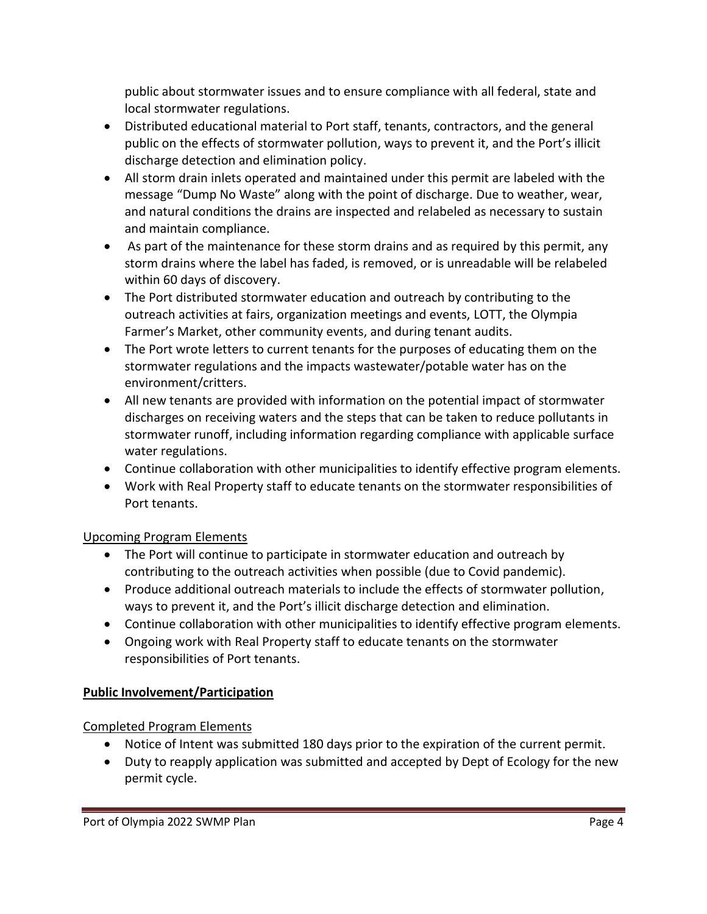public about stormwater issues and to ensure compliance with all federal, state and local stormwater regulations.

- Distributed educational material to Port staff, tenants, contractors, and the general public on the effects of stormwater pollution, ways to prevent it, and the Port's illicit discharge detection and elimination policy.
- All storm drain inlets operated and maintained under this permit are labeled with the message "Dump No Waste" along with the point of discharge. Due to weather, wear, and natural conditions the drains are inspected and relabeled as necessary to sustain and maintain compliance.
- As part of the maintenance for these storm drains and as required by this permit, any storm drains where the label has faded, is removed, or is unreadable will be relabeled within 60 days of discovery.
- The Port distributed stormwater education and outreach by contributing to the outreach activities at fairs, organization meetings and events, LOTT, the Olympia Farmer's Market, other community events, and during tenant audits.
- The Port wrote letters to current tenants for the purposes of educating them on the stormwater regulations and the impacts wastewater/potable water has on the environment/critters.
- All new tenants are provided with information on the potential impact of stormwater discharges on receiving waters and the steps that can be taken to reduce pollutants in stormwater runoff, including information regarding compliance with applicable surface water regulations.
- Continue collaboration with other municipalities to identify effective program elements.
- Work with Real Property staff to educate tenants on the stormwater responsibilities of Port tenants.

Upcoming Program Elements

- The Port will continue to participate in stormwater education and outreach by contributing to the outreach activities when possible (due to Covid pandemic).
- Produce additional outreach materials to include the effects of stormwater pollution, ways to prevent it, and the Port's illicit discharge detection and elimination.
- Continue collaboration with other municipalities to identify effective program elements.
- Ongoing work with Real Property staff to educate tenants on the stormwater responsibilities of Port tenants.

**Public Involvement/Participation**

Completed Program Elements

- Notice of Intent was submitted 180 days prior to the expiration of the current permit.
- Duty to reapply application was submitted and accepted by Dept of Ecology for the new permit cycle.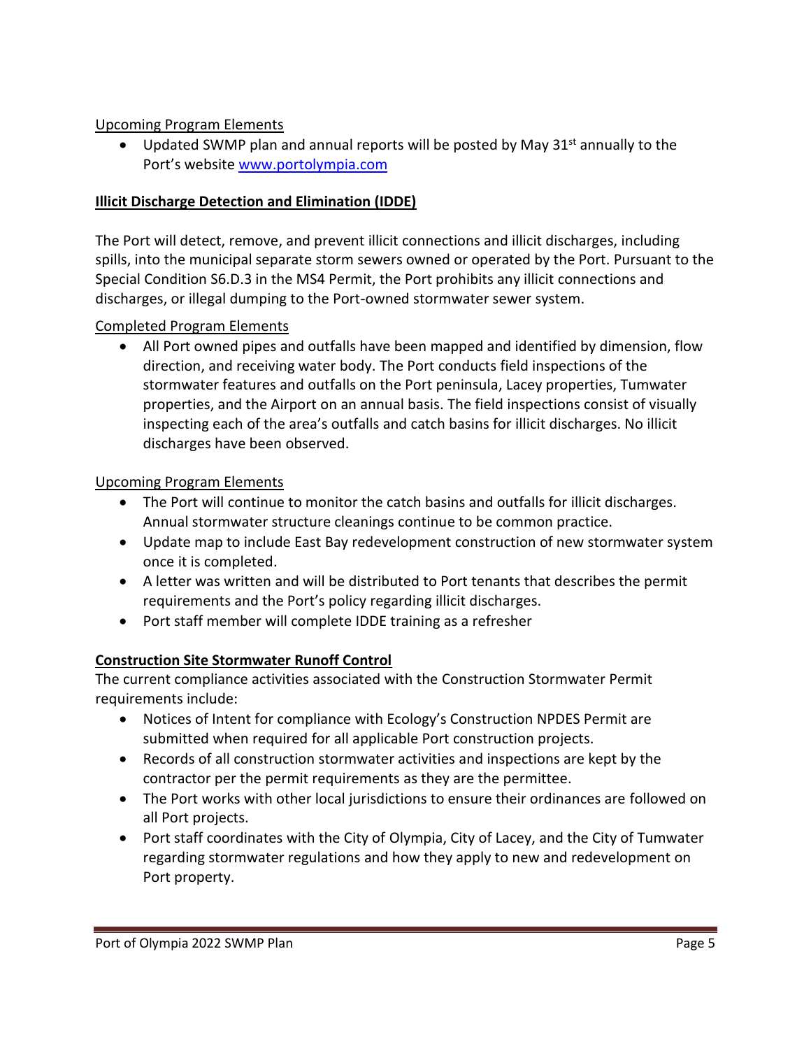Upcoming Program Elements

- Updated SWMP plan and annual reports will be posted by May 31st annually to the Port's website [www.portolympia.com](http://www.portolympia.com)

**Illicit Discharge Detection and Elimination (IDDE)**

The Port will detect, remove, and prevent illicit connections and illicit discharges, including spills, into the municipal separate storm sewers owned or operated by the Port. Pursuant to the Special Condition S6.D.3 in the MS4 Permit, the Port prohibits any illicit connections and discharges, or illegal dumping to the Port-owned stormwater sewer system.

Completed Program Elements

- All Port owned pipes and outfalls have been mapped and identified by dimension, flow direction, and receiving water body. The Port conducts field inspections of the stormwater features and outfalls on the Port peninsula, Lacey properties, Tumwater properties, and the Airport on an annual basis. The field inspections consist of visually inspecting each of the area's outfalls and catch basins for illicit discharges. No illicit discharges have been observed.

Upcoming Program Elements

- The Port will continue to monitor the catch basins and outfalls for illicit discharges. Annual stormwater structure cleanings continue to be common practice.
- Update map to include East Bay redevelopment construction of new stormwater system once it is completed.
- A letter was written and will be distributed to Port tenants that describes the permit requirements and the Port's policy regarding illicit discharges.
- Port staff member will complete IDDE training as a refresher

**Construction Site Stormwater Runoff Control**

The current compliance activities associated with the Construction Stormwater Permit requirements include:

- Notices of Intent for compliance with Ecology's Construction NPDES Permit are submitted when required for all applicable Port construction projects.
- Records of all construction stormwater activities and inspections are kept by the contractor per the permit requirements as they are the permittee.
- The Port works with other local jurisdictions to ensure their ordinances are followed on all Port projects.
- Port staff coordinates with the City of Olympia, City of Lacey, and the City of Tumwater regarding stormwater regulations and how they apply to new and redevelopment on Port property.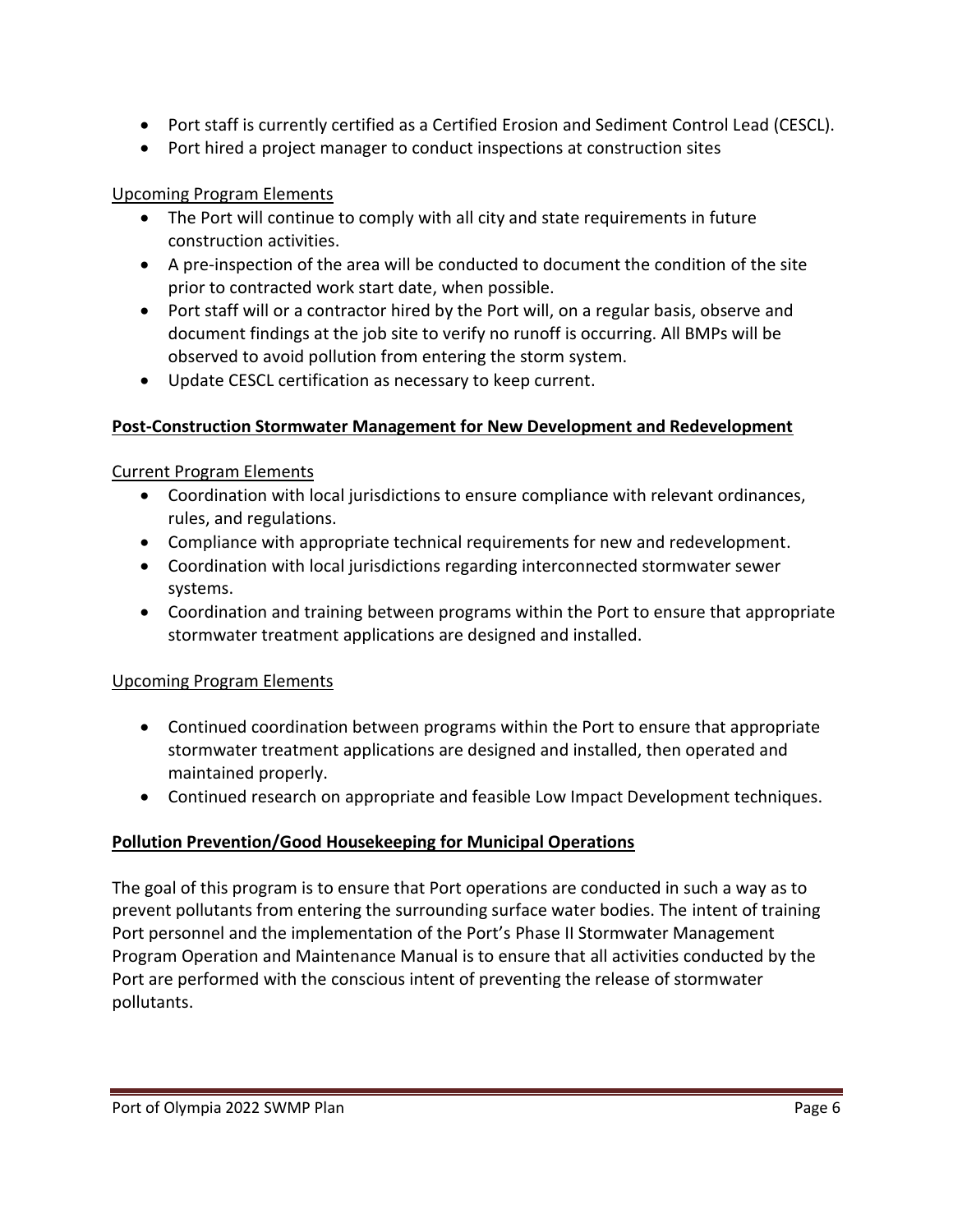- Port staff is currently certified as a Certified Erosion and Sediment Control Lead (CESCL).
- Port hired a project manager to conduct inspections at construction sites

Upcoming Program Elements

- The Port will continue to comply with all city and state requirements in future construction activities.
- A pre-inspection of the area will be conducted to document the condition of the site prior to contracted work start date, when possible.
- Port staff will or a contractor hired by the Port will, on a regular basis, observe and document findings at the job site to verify no runoff is occurring. All BMPs will be observed to avoid pollution from entering the storm system.
- Update CESCL certification as necessary to keep current.

**Post-Construction Stormwater Management for New Development and Redevelopment**

Current Program Elements

- Coordination with local jurisdictions to ensure compliance with relevant ordinances, rules, and regulations.
- Compliance with appropriate technical requirements for new and redevelopment.
- Coordination with local jurisdictions regarding interconnected stormwater sewer systems.
- Coordination and training between programs within the Port to ensure that appropriate stormwater treatment applications are designed and installed.

Upcoming Program Elements

- Continued coordination between programs within the Port to ensure that appropriate stormwater treatment applications are designed and installed, then operated and maintained properly.
- Continued research on appropriate and feasible Low Impact Development techniques.

**Pollution Prevention/Good Housekeeping for Municipal Operations**

The goal of this program is to ensure that Port operations are conducted in such a way as to prevent pollutants from entering the surrounding surface water bodies. The intent of training Port personnel and the implementation of the Port's Phase II Stormwater Management Program Operation and Maintenance Manual is to ensure that all activities conducted by the Port are performed with the conscious intent of preventing the release of stormwater pollutants.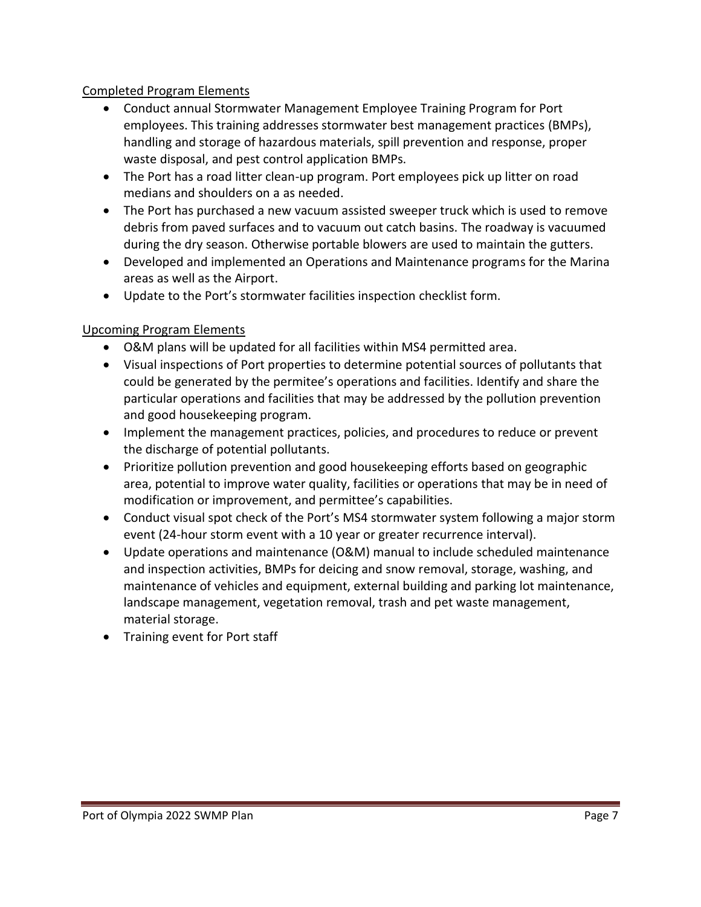Completed Program Elements

- Conduct annual Stormwater Management Employee Training Program for Port employees. This training addresses stormwater best management practices (BMPs), handling and storage of hazardous materials, spill prevention and response, proper waste disposal, and pest control application BMPs.
- The Port has a road litter clean-up program. Port employees pick up litter on road medians and shoulders on a as needed.
- The Port has purchased a new vacuum assisted sweeper truck which is used to remove debris from paved surfaces and to vacuum out catch basins. The roadway is vacuumed during the dry season. Otherwise portable blowers are used to maintain the gutters.
- Developed and implemented an Operations and Maintenance programs for the Marina areas as well as the Airport.
- Update to the Port's stormwater facilities inspection checklist form.

Upcoming Program Elements

- O&M plans will be updated for all facilities within MS4 permitted area.
- Visual inspections of Port properties to determine potential sources of pollutants that could be generated by the permitee's operations and facilities. Identify and share the particular operations and facilities that may be addressed by the pollution prevention and good housekeeping program.
- Implement the management practices, policies, and procedures to reduce or prevent the discharge of potential pollutants.
- Prioritize pollution prevention and good housekeeping efforts based on geographic area, potential to improve water quality, facilities or operations that may be in need of modification or improvement, and permittee's capabilities.
- Conduct visual spot check of the Port's MS4 stormwater system following a major storm event (24-hour storm event with a 10 year or greater recurrence interval).
- Update operations and maintenance (O&M) manual to include scheduled maintenance and inspection activities, BMPs for deicing and snow removal, storage, washing, and maintenance of vehicles and equipment, external building and parking lot maintenance, landscape management, vegetation removal, trash and pet waste management, material storage.
- Training event for Port staff